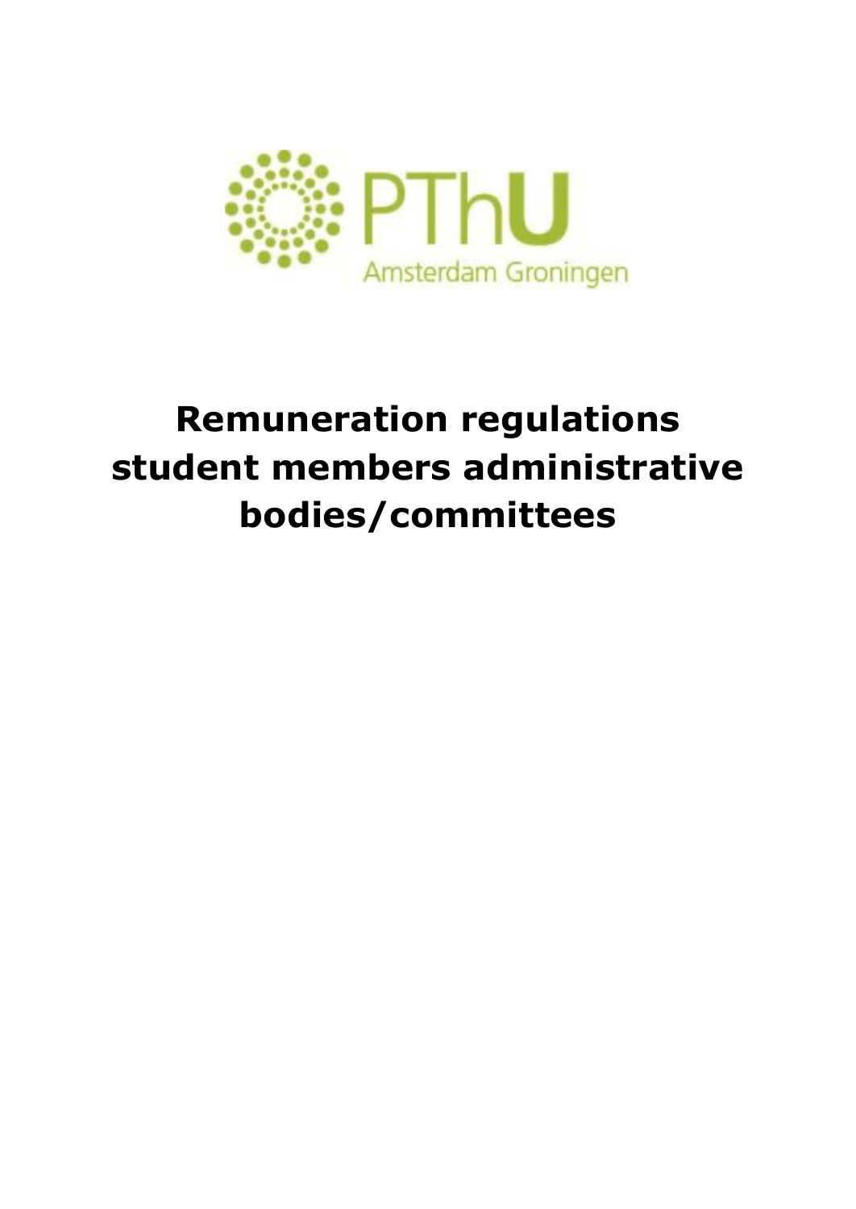PThU

Amsterdam Groningen

# Remuneration regulations student members administrative bodies/committees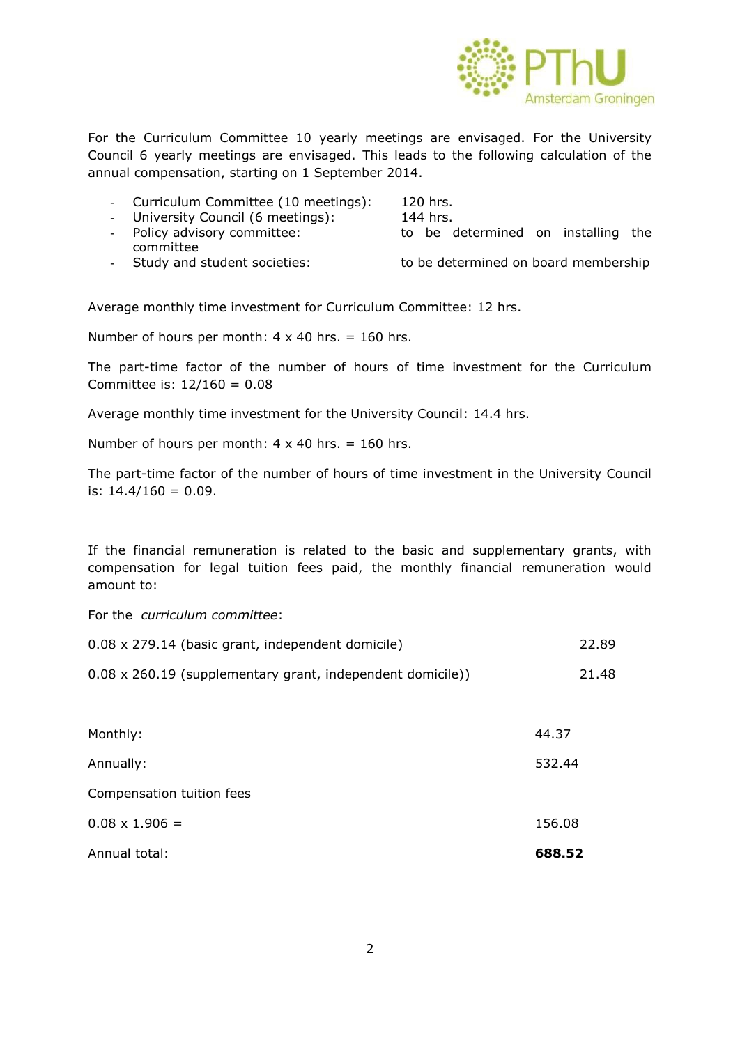For the Curriculum Committee 10 yearly meetings are envisaged. For the University Council 6 yearly meetings are envisaged. This leads to the following calculation of the annual compensation, starting on 1 September 2014.

- Curriculum Committee (10 meetings): 120 hrs.
- University Council (6 meetings): 144 hrs.
- Policy advisory committee: to be determined on installing the committee
- Study and student societies: to be determined on board membership

Average monthly time investment for Curriculum Committee: 12 hrs.

Number of hours per month: 4 x 40 hrs. = 160 hrs.

The part-time factor of the number of hours of time investment for the Curriculum Committee is: 12/160 = 0.08

Average monthly time investment for the University Council: 14.4 hrs.

Number of hours per month: 4 x 40 hrs. = 160 hrs.

The part-time factor of the number of hours of time investment in the University Council is: 14.4/160 = 0.09.

If the financial remuneration is related to the basic and supplementary grants, with compensation for legal tuition fees paid, the monthly financial remuneration would amount to:

For the *curriculum committee*:

| | |
|---|---|
| 0.08 x 279.14 (basic grant, independent domicile) | 22.89 |
| 0.08 x 260.19 (supplementary grant, independent domicile)) | 21.48 |
| | |
| Monthly: | 44.37 |
| Annually: | 532.44 |
| Compensation tuition fees | |
| 0.08 x 1.906 = | 156.08 |
| Annual total: | **688.52** |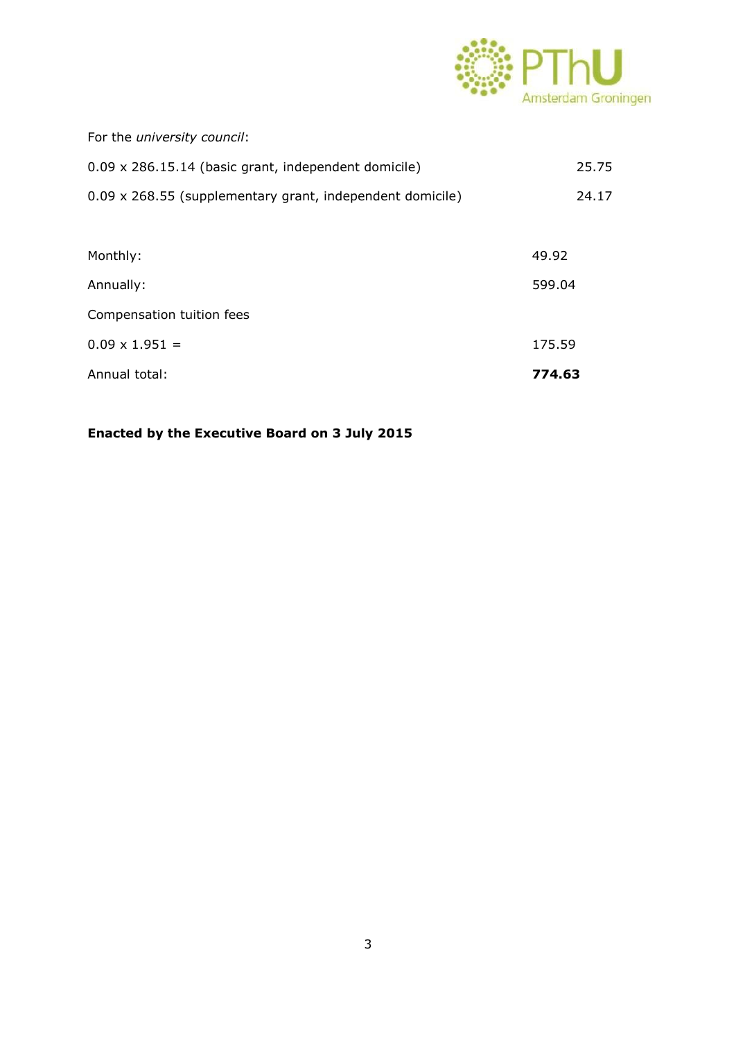For the *university council*:

| | |
|---|---|
| 0.09 x 286.15.14 (basic grant, independent domicile) | 25.75 |
| 0.09 x 268.55 (supplementary grant, independent domicile) | 24.17 |

| | |
|---|---|
| Monthly: | 49.92 |
| Annually: | 599.04 |
| Compensation tuition fees | |
| 0.09 x 1.951 = | 175.59 |
| Annual total: | **774.63** |

**Enacted by the Executive Board on 3 July 2015**